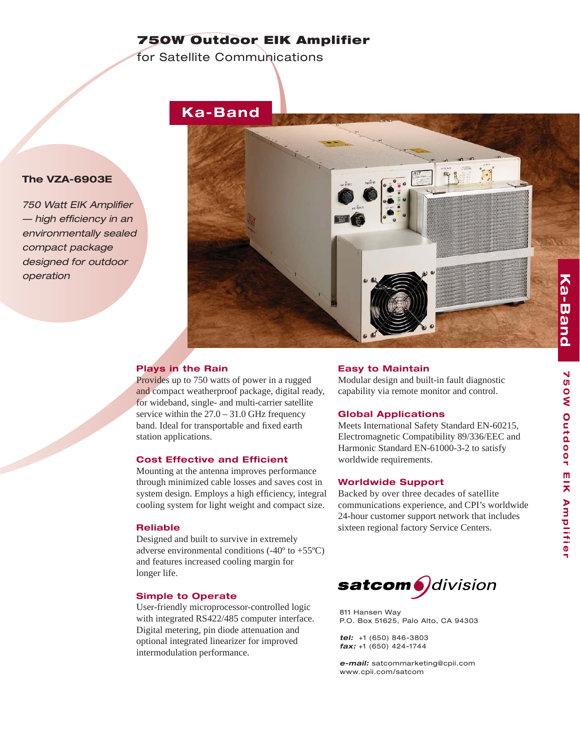# 750W Outdoor EIK Amplifier

for Satellite Communications

## Ka-Band

### The VZA-6903E

*750 Watt EIK Amplifier — high efficiency in an environmentally sealed compact package designed for outdoor operation*

### Plays in the Rain

Provides up to 750 watts of power in a rugged and compact weatherproof package, digital ready, for wideband, single- and multi-carrier satellite service within the 27.0 – 31.0 GHz frequency band. Ideal for transportable and fixed earth station applications.

### Cost Effective and Efficient

Mounting at the antenna improves performance through minimized cable losses and saves cost in system design. Employs a high efficiency, integral cooling system for light weight and compact size.

### Reliable

Designed and built to survive in extremely adverse environmental conditions (-40º to +55ºC) and features increased cooling margin for longer life.

### Simple to Operate

User-friendly microprocessor-controlled logic with integrated RS422/485 computer interface. Digital metering, pin diode attenuation and optional integrated linearizer for improved intermodulation performance.

### Easy to Maintain

Modular design and built-in fault diagnostic capability via remote monitor and control.

### Global Applications

Meets International Safety Standard EN-60215, Electromagnetic Compatibility 89/336/EEC and Harmonic Standard EN-61000-3-2 to satisfy worldwide requirements.

### Worldwide Support

Backed by over three decades of satellite communications experience, and CPI's worldwide 24-hour customer support network that includes sixteen regional factory Service Centers.

**satcom division**

811 Hansen Way
P.O. Box 51625, Palo Alto, CA 94303

***tel:*** +1 (650) 846-3803
***fax:*** +1 (650) 424-1744

***e-mail:*** satcommarketing@cpii.com
www.cpii.com/satcom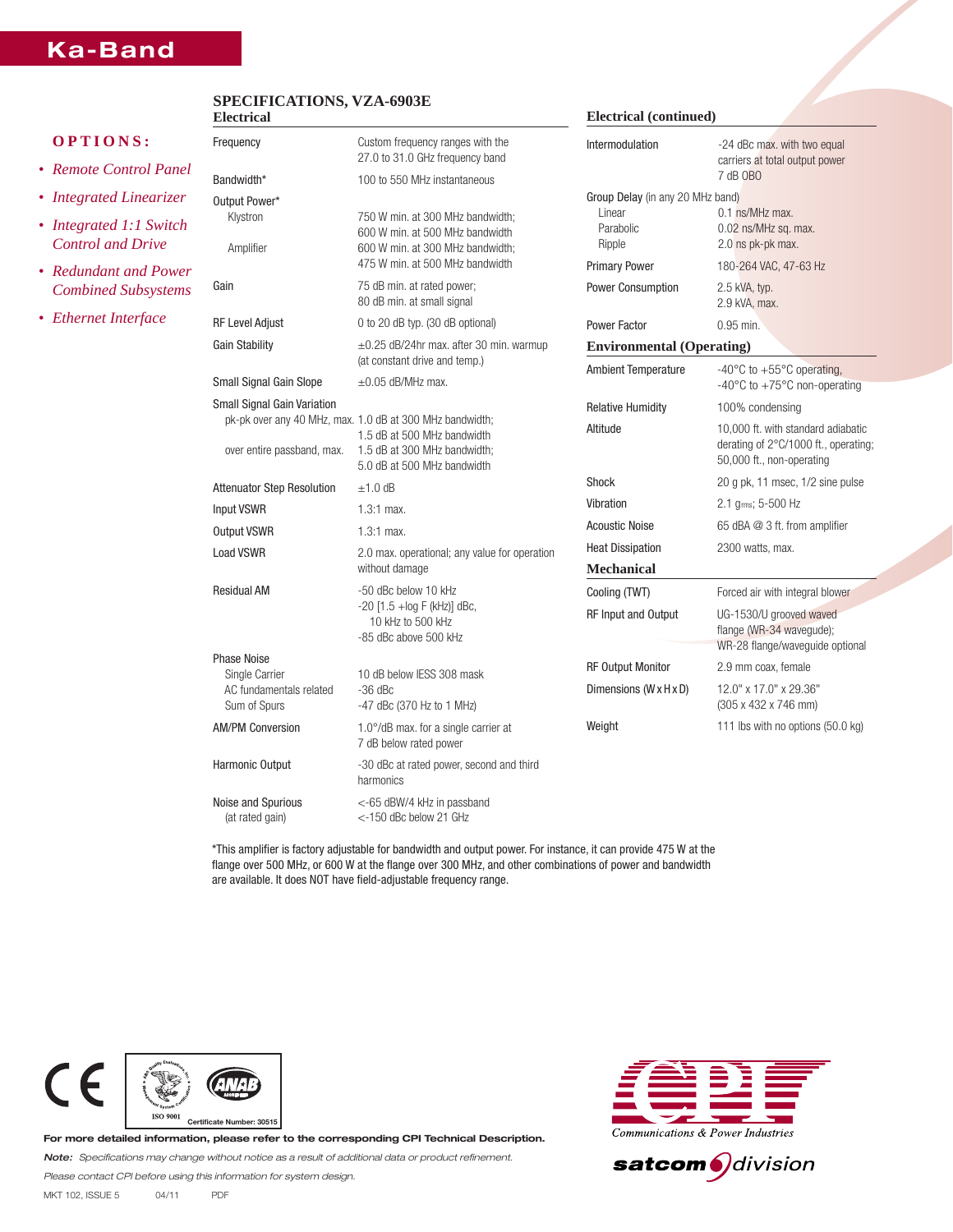# Ka-Band

**OPTIONS:**

- *Remote Control Panel*
- *Integrated Linearizer*
- *Integrated 1:1 Switch Control and Drive*
- *Redundant and Power Combined Subsystems*
- *Ethernet Interface*

## SPECIFICATIONS, VZA-6903E

### Electrical

| | |
|---|---|
| Frequency | Custom frequency ranges with the 27.0 to 31.0 GHz frequency band |
| Bandwidth* | 100 to 550 MHz instantaneous |
| Output Power* | |
| Klystron | 750 W min. at 300 MHz bandwidth; 600 W min. at 500 MHz bandwidth |
| Amplifier | 600 W min. at 300 MHz bandwidth; 475 W min. at 500 MHz bandwidth |
| Gain | 75 dB min. at rated power; 80 dB min. at small signal |
| RF Level Adjust | 0 to 20 dB typ. (30 dB optional) |
| Gain Stability | ±0.25 dB/24hr max. after 30 min. warmup (at constant drive and temp.) |
| Small Signal Gain Slope | ±0.05 dB/MHz max. |
| Small Signal Gain Variation | |
| pk-pk over any 40 MHz, max. | 1.0 dB at 300 MHz bandwidth; 1.5 dB at 500 MHz bandwidth |
| over entire passband, max. | 1.5 dB at 300 MHz bandwidth; 5.0 dB at 500 MHz bandwidth |
| Attenuator Step Resolution | ±1.0 dB |
| Input VSWR | 1.3:1 max. |
| Output VSWR | 1.3:1 max. |
| Load VSWR | 2.0 max. operational; any value for operation without damage |
| Residual AM | -50 dBc below 10 kHz<br>-20 [1.5 +log F (kHz)] dBc, 10 kHz to 500 kHz<br>-85 dBc above 500 kHz |
| Phase Noise | |
| Single Carrier | 10 dB below IESS 308 mask |
| AC fundamentals related | -36 dBc |
| Sum of Spurs | -47 dBc (370 Hz to 1 MHz) |
| AM/PM Conversion | 1.0°/dB max. for a single carrier at 7 dB below rated power |
| Harmonic Output | -30 dBc at rated power, second and third harmonics |
| Noise and Spurious (at rated gain) | <-65 dBW/4 kHz in passband<br><-150 dBc below 21 GHz |

*This amplifier is factory adjustable for bandwidth and output power. For instance, it can provide 475 W at the flange over 500 MHz, or 600 W at the flange over 300 MHz, and other combinations of power and bandwidth are available. It does NOT have field-adjustable frequency range.

### Electrical (continued)

| | |
|---|---|
| Intermodulation | -24 dBc max. with two equal carriers at total output power 7 dB OBO |
| Group Delay (in any 20 MHz band) | |
| Linear | 0.1 ns/MHz max. |
| Parabolic | 0.02 ns/MHz sq. max. |
| Ripple | 2.0 ns pk-pk max. |
| Primary Power | 180-264 VAC, 47-63 Hz |
| Power Consumption | 2.5 kVA, typ.<br>2.9 kVA, max. |
| Power Factor | 0.95 min. |

### Environmental (Operating)

| | |
|---|---|
| Ambient Temperature | -40°C to +55°C operating,<br>-40°C to +75°C non-operating |
| Relative Humidity | 100% condensing |
| Altitude | 10,000 ft. with standard adiabatic derating of 2°C/1000 ft., operating; 50,000 ft., non-operating |
| Shock | 20 g pk, 11 msec, 1/2 sine pulse |
| Vibration | 2.1 $g_{rms}$; 5-500 Hz |
| Acoustic Noise | 65 dBA @ 3 ft. from amplifier |
| Heat Dissipation | 2300 watts, max. |

### Mechanical

| | |
|---|---|
| Cooling (TWT) | Forced air with integral blower |
| RF Input and Output | UG-1530/U grooved waved flange (WR-34 waveguide); WR-28 flange/waveguide optional |
| RF Output Monitor | 2.9 mm coax, female |
| Dimensions (W x H x D) | 12.0" x 17.0" x 29.36" (305 x 432 x 746 mm) |
| Weight | 111 lbs with no options (50.0 kg) |

ISO 9001 Certificate Number: 30515

**For more detailed information, please refer to the corresponding CPI Technical Description.**

***Note:*** *Specifications may change without notice as a result of additional data or product refinement.*

*Please contact CPI before using this information for system design.*

MKT 102, ISSUE 5 04/11 PDF

CPI *Communications & Power Industries*

satcom division